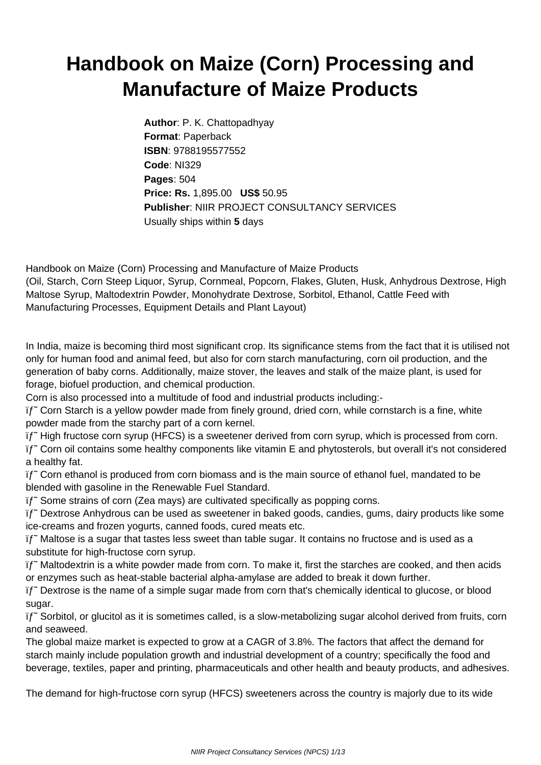# Handbook on Maize (Corn) Processing and Manufacture of Maize Products

**Author**: P. K. Chattopadhyay
**Format**: Paperback
**ISBN**: 9788195577552
**Code**: NI329
**Pages**: 504
**Price: Rs.** 1,895.00 **US$** 50.95
**Publisher**: NIIR PROJECT CONSULTANCY SERVICES
Usually ships within **5** days

Handbook on Maize (Corn) Processing and Manufacture of Maize Products
(Oil, Starch, Corn Steep Liquor, Syrup, Cornmeal, Popcorn, Flakes, Gluten, Husk, Anhydrous Dextrose, High Maltose Syrup, Maltodextrin Powder, Monohydrate Dextrose, Sorbitol, Ethanol, Cattle Feed with Manufacturing Processes, Equipment Details and Plant Layout)

In India, maize is becoming third most significant crop. Its significance stems from the fact that it is utilised not only for human food and animal feed, but also for corn starch manufacturing, corn oil production, and the generation of baby corns. Additionally, maize stover, the leaves and stalk of the maize plant, is used for forage, biofuel production, and chemical production.
Corn is also processed into a multitude of food and industrial products including:-

- Corn Starch is a yellow powder made from finely ground, dried corn, while cornstarch is a fine, white powder made from the starchy part of a corn kernel.
- High fructose corn syrup (HFCS) is a sweetener derived from corn syrup, which is processed from corn.
- Corn oil contains some healthy components like vitamin E and phytosterols, but overall it's not considered a healthy fat.
- Corn ethanol is produced from corn biomass and is the main source of ethanol fuel, mandated to be blended with gasoline in the Renewable Fuel Standard.
- Some strains of corn (Zea mays) are cultivated specifically as popping corns.
- Dextrose Anhydrous can be used as sweetener in baked goods, candies, gums, dairy products like some ice-creams and frozen yogurts, canned foods, cured meats etc.
- Maltose is a sugar that tastes less sweet than table sugar. It contains no fructose and is used as a substitute for high-fructose corn syrup.
- Maltodextrin is a white powder made from corn. To make it, first the starches are cooked, and then acids or enzymes such as heat-stable bacterial alpha-amylase are added to break it down further.
- Dextrose is the name of a simple sugar made from corn that's chemically identical to glucose, or blood sugar.
- Sorbitol, or glucitol as it is sometimes called, is a slow-metabolizing sugar alcohol derived from fruits, corn and seaweed.

The global maize market is expected to grow at a CAGR of 3.8%. The factors that affect the demand for starch mainly include population growth and industrial development of a country; specifically the food and beverage, textiles, paper and printing, pharmaceuticals and other health and beauty products, and adhesives.

The demand for high-fructose corn syrup (HFCS) sweeteners across the country is majorly due to its wide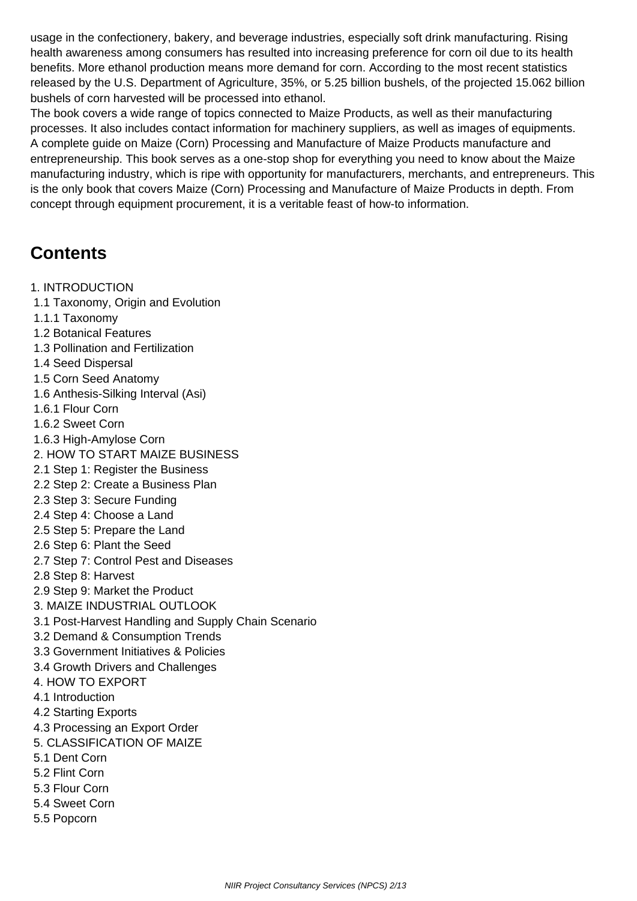usage in the confectionery, bakery, and beverage industries, especially soft drink manufacturing. Rising health awareness among consumers has resulted into increasing preference for corn oil due to its health benefits. More ethanol production means more demand for corn. According to the most recent statistics released by the U.S. Department of Agriculture, 35%, or 5.25 billion bushels, of the projected 15.062 billion bushels of corn harvested will be processed into ethanol.

The book covers a wide range of topics connected to Maize Products, as well as their manufacturing processes. It also includes contact information for machinery suppliers, as well as images of equipments. A complete guide on Maize (Corn) Processing and Manufacture of Maize Products manufacture and entrepreneurship. This book serves as a one-stop shop for everything you need to know about the Maize manufacturing industry, which is ripe with opportunity for manufacturers, merchants, and entrepreneurs. This is the only book that covers Maize (Corn) Processing and Manufacture of Maize Products in depth. From concept through equipment procurement, it is a veritable feast of how-to information.

## Contents

1. INTRODUCTION
 1.1 Taxonomy, Origin and Evolution
 1.1.1 Taxonomy
 1.2 Botanical Features
 1.3 Pollination and Fertilization
 1.4 Seed Dispersal
 1.5 Corn Seed Anatomy
 1.6 Anthesis-Silking Interval (Asi)
 1.6.1 Flour Corn
 1.6.2 Sweet Corn
 1.6.3 High-Amylose Corn
 2. HOW TO START MAIZE BUSINESS
 2.1 Step 1: Register the Business
 2.2 Step 2: Create a Business Plan
 2.3 Step 3: Secure Funding
 2.4 Step 4: Choose a Land
 2.5 Step 5: Prepare the Land
 2.6 Step 6: Plant the Seed
 2.7 Step 7: Control Pest and Diseases
 2.8 Step 8: Harvest
 2.9 Step 9: Market the Product
 3. MAIZE INDUSTRIAL OUTLOOK
 3.1 Post-Harvest Handling and Supply Chain Scenario
 3.2 Demand & Consumption Trends
 3.3 Government Initiatives & Policies
 3.4 Growth Drivers and Challenges
 4. HOW TO EXPORT
 4.1 Introduction
 4.2 Starting Exports
 4.3 Processing an Export Order
 5. CLASSIFICATION OF MAIZE
 5.1 Dent Corn
 5.2 Flint Corn
 5.3 Flour Corn
 5.4 Sweet Corn
 5.5 Popcorn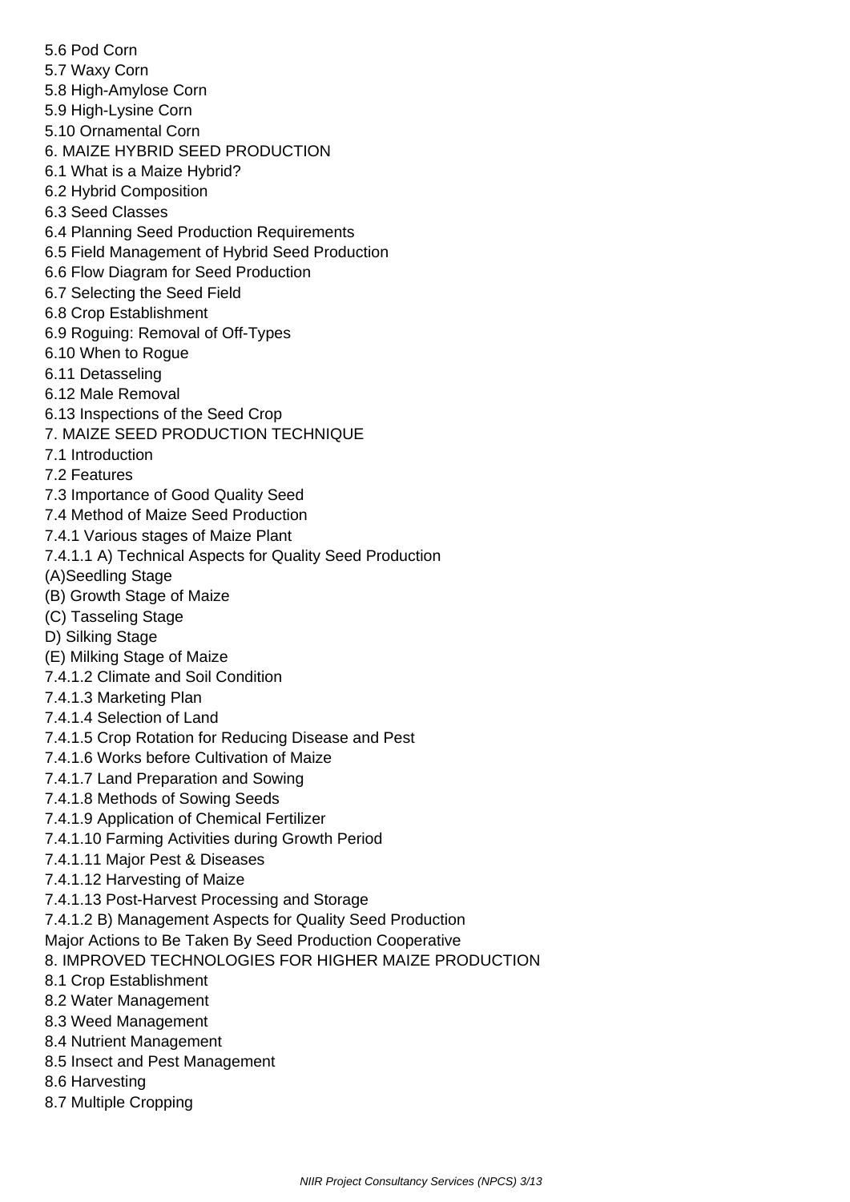5.6 Pod Corn
5.7 Waxy Corn
5.8 High-Amylose Corn
5.9 High-Lysine Corn
5.10 Ornamental Corn
6. MAIZE HYBRID SEED PRODUCTION
6.1 What is a Maize Hybrid?
6.2 Hybrid Composition
6.3 Seed Classes
6.4 Planning Seed Production Requirements
6.5 Field Management of Hybrid Seed Production
6.6 Flow Diagram for Seed Production
6.7 Selecting the Seed Field
6.8 Crop Establishment
6.9 Roguing: Removal of Off-Types
6.10 When to Rogue
6.11 Detasseling
6.12 Male Removal
6.13 Inspections of the Seed Crop
7. MAIZE SEED PRODUCTION TECHNIQUE
7.1 Introduction
7.2 Features
7.3 Importance of Good Quality Seed
7.4 Method of Maize Seed Production
7.4.1 Various stages of Maize Plant
7.4.1.1 A) Technical Aspects for Quality Seed Production
(A)Seedling Stage
(B) Growth Stage of Maize
(C) Tasseling Stage
D) Silking Stage
(E) Milking Stage of Maize
7.4.1.2 Climate and Soil Condition
7.4.1.3 Marketing Plan
7.4.1.4 Selection of Land
7.4.1.5 Crop Rotation for Reducing Disease and Pest
7.4.1.6 Works before Cultivation of Maize
7.4.1.7 Land Preparation and Sowing
7.4.1.8 Methods of Sowing Seeds
7.4.1.9 Application of Chemical Fertilizer
7.4.1.10 Farming Activities during Growth Period
7.4.1.11 Major Pest & Diseases
7.4.1.12 Harvesting of Maize
7.4.1.13 Post-Harvest Processing and Storage
7.4.1.2 B) Management Aspects for Quality Seed Production
Major Actions to Be Taken By Seed Production Cooperative
8. IMPROVED TECHNOLOGIES FOR HIGHER MAIZE PRODUCTION
8.1 Crop Establishment
8.2 Water Management
8.3 Weed Management
8.4 Nutrient Management
8.5 Insect and Pest Management
8.6 Harvesting
8.7 Multiple Cropping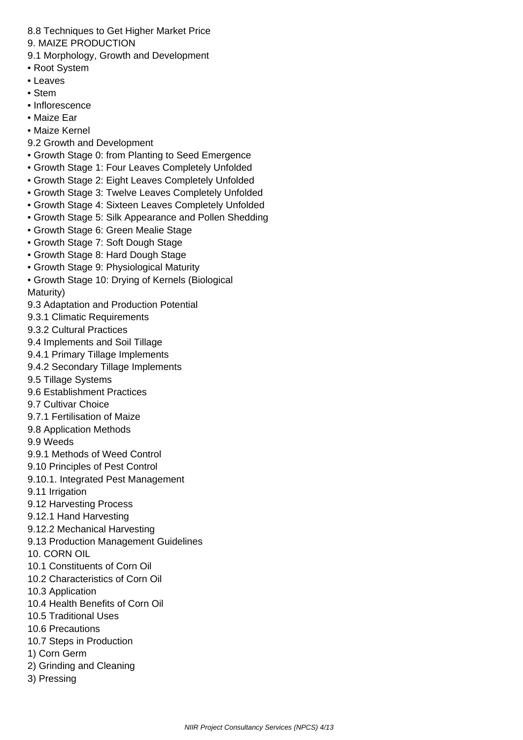8.8 Techniques to Get Higher Market Price

9. MAIZE PRODUCTION

9.1 Morphology, Growth and Development

- Root System
- Leaves
- Stem
- Inflorescence
- Maize Ear
- Maize Kernel

9.2 Growth and Development

- Growth Stage 0: from Planting to Seed Emergence
- Growth Stage 1: Four Leaves Completely Unfolded
- Growth Stage 2: Eight Leaves Completely Unfolded
- Growth Stage 3: Twelve Leaves Completely Unfolded
- Growth Stage 4: Sixteen Leaves Completely Unfolded
- Growth Stage 5: Silk Appearance and Pollen Shedding
- Growth Stage 6: Green Mealie Stage
- Growth Stage 7: Soft Dough Stage
- Growth Stage 8: Hard Dough Stage
- Growth Stage 9: Physiological Maturity
- Growth Stage 10: Drying of Kernels (Biological Maturity)

9.3 Adaptation and Production Potential

9.3.1 Climatic Requirements

9.3.2 Cultural Practices

9.4 Implements and Soil Tillage

9.4.1 Primary Tillage Implements

9.4.2 Secondary Tillage Implements

9.5 Tillage Systems

9.6 Establishment Practices

9.7 Cultivar Choice

9.7.1 Fertilisation of Maize

9.8 Application Methods

9.9 Weeds

9.9.1 Methods of Weed Control

9.10 Principles of Pest Control

9.10.1. Integrated Pest Management

9.11 Irrigation

9.12 Harvesting Process

9.12.1 Hand Harvesting

9.12.2 Mechanical Harvesting

9.13 Production Management Guidelines

10. CORN OIL

10.1 Constituents of Corn Oil

10.2 Characteristics of Corn Oil

10.3 Application

10.4 Health Benefits of Corn Oil

10.5 Traditional Uses

10.6 Precautions

10.7 Steps in Production

1) Corn Germ

2) Grinding and Cleaning

3) Pressing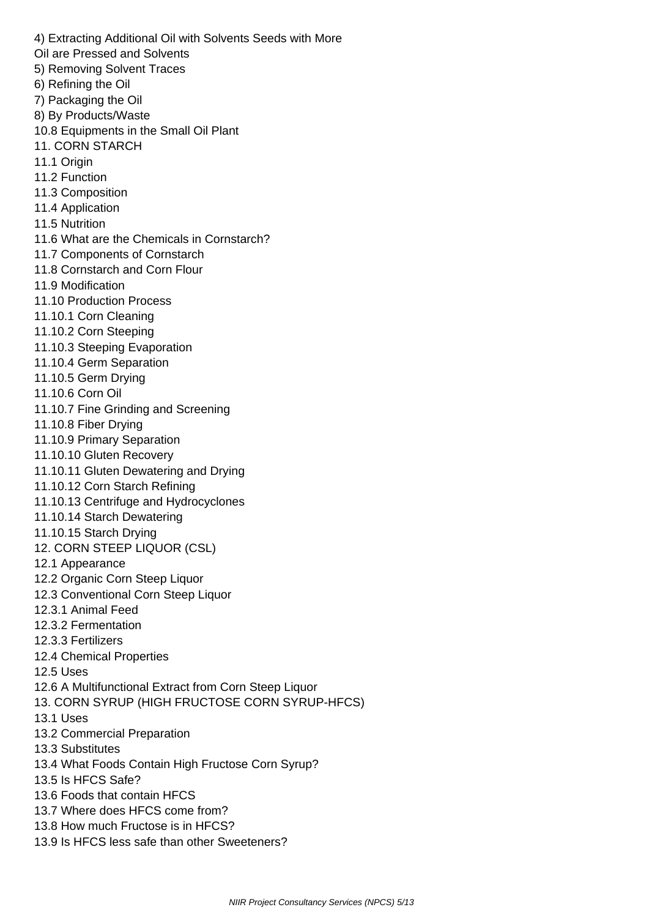4) Extracting Additional Oil with Solvents Seeds with More Oil are Pressed and Solvents
5) Removing Solvent Traces
6) Refining the Oil
7) Packaging the Oil
8) By Products/Waste

10.8 Equipments in the Small Oil Plant

11. CORN STARCH

11.1 Origin
11.2 Function
11.3 Composition
11.4 Application
11.5 Nutrition
11.6 What are the Chemicals in Cornstarch?
11.7 Components of Cornstarch
11.8 Cornstarch and Corn Flour
11.9 Modification
11.10 Production Process
11.10.1 Corn Cleaning
11.10.2 Corn Steeping
11.10.3 Steeping Evaporation
11.10.4 Germ Separation
11.10.5 Germ Drying
11.10.6 Corn Oil
11.10.7 Fine Grinding and Screening
11.10.8 Fiber Drying
11.10.9 Primary Separation
11.10.10 Gluten Recovery
11.10.11 Gluten Dewatering and Drying
11.10.12 Corn Starch Refining
11.10.13 Centrifuge and Hydrocyclones
11.10.14 Starch Dewatering
11.10.15 Starch Drying

12. CORN STEEP LIQUOR (CSL)

12.1 Appearance
12.2 Organic Corn Steep Liquor
12.3 Conventional Corn Steep Liquor
12.3.1 Animal Feed
12.3.2 Fermentation
12.3.3 Fertilizers
12.4 Chemical Properties
12.5 Uses
12.6 A Multifunctional Extract from Corn Steep Liquor

13. CORN SYRUP (HIGH FRUCTOSE CORN SYRUP-HFCS)

13.1 Uses
13.2 Commercial Preparation
13.3 Substitutes
13.4 What Foods Contain High Fructose Corn Syrup?
13.5 Is HFCS Safe?
13.6 Foods that contain HFCS
13.7 Where does HFCS come from?
13.8 How much Fructose is in HFCS?
13.9 Is HFCS less safe than other Sweeteners?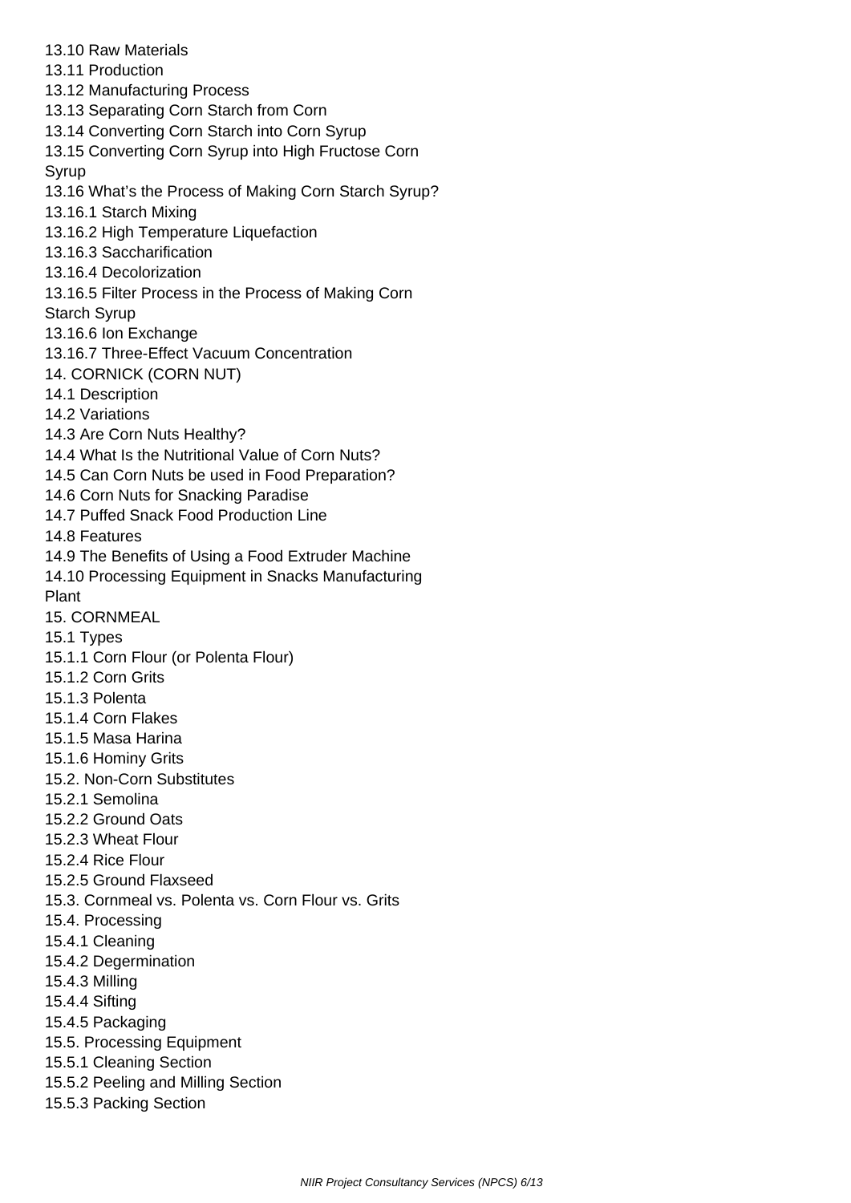13.10 Raw Materials
13.11 Production
13.12 Manufacturing Process
13.13 Separating Corn Starch from Corn
13.14 Converting Corn Starch into Corn Syrup
13.15 Converting Corn Syrup into High Fructose Corn Syrup
13.16 What's the Process of Making Corn Starch Syrup?
13.16.1 Starch Mixing
13.16.2 High Temperature Liquefaction
13.16.3 Saccharification
13.16.4 Decolorization
13.16.5 Filter Process in the Process of Making Corn Starch Syrup
13.16.6 Ion Exchange
13.16.7 Three-Effect Vacuum Concentration
14. CORNICK (CORN NUT)
14.1 Description
14.2 Variations
14.3 Are Corn Nuts Healthy?
14.4 What Is the Nutritional Value of Corn Nuts?
14.5 Can Corn Nuts be used in Food Preparation?
14.6 Corn Nuts for Snacking Paradise
14.7 Puffed Snack Food Production Line
14.8 Features
14.9 The Benefits of Using a Food Extruder Machine
14.10 Processing Equipment in Snacks Manufacturing Plant
15. CORNMEAL
15.1 Types
15.1.1 Corn Flour (or Polenta Flour)
15.1.2 Corn Grits
15.1.3 Polenta
15.1.4 Corn Flakes
15.1.5 Masa Harina
15.1.6 Hominy Grits
15.2. Non-Corn Substitutes
15.2.1 Semolina
15.2.2 Ground Oats
15.2.3 Wheat Flour
15.2.4 Rice Flour
15.2.5 Ground Flaxseed
15.3. Cornmeal vs. Polenta vs. Corn Flour vs. Grits
15.4. Processing
15.4.1 Cleaning
15.4.2 Degermination
15.4.3 Milling
15.4.4 Sifting
15.4.5 Packaging
15.5. Processing Equipment
15.5.1 Cleaning Section
15.5.2 Peeling and Milling Section
15.5.3 Packing Section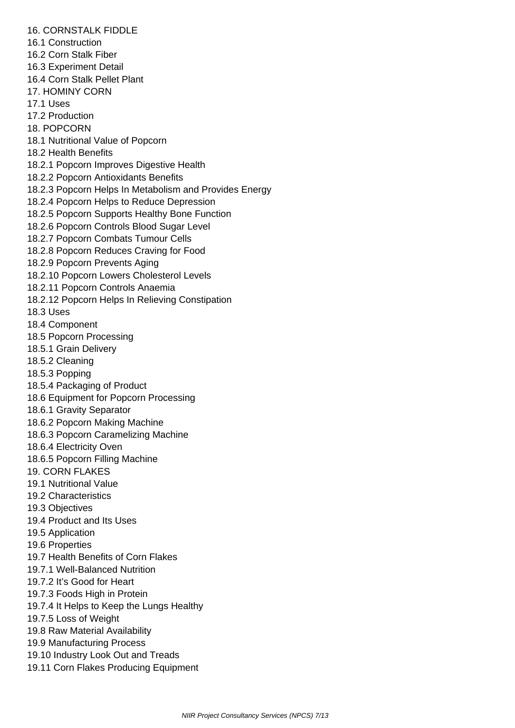16. CORNSTALK FIDDLE
16.1 Construction
16.2 Corn Stalk Fiber
16.3 Experiment Detail
16.4 Corn Stalk Pellet Plant
17. HOMINY CORN
17.1 Uses
17.2 Production
18. POPCORN
18.1 Nutritional Value of Popcorn
18.2 Health Benefits
18.2.1 Popcorn Improves Digestive Health
18.2.2 Popcorn Antioxidants Benefits
18.2.3 Popcorn Helps In Metabolism and Provides Energy
18.2.4 Popcorn Helps to Reduce Depression
18.2.5 Popcorn Supports Healthy Bone Function
18.2.6 Popcorn Controls Blood Sugar Level
18.2.7 Popcorn Combats Tumour Cells
18.2.8 Popcorn Reduces Craving for Food
18.2.9 Popcorn Prevents Aging
18.2.10 Popcorn Lowers Cholesterol Levels
18.2.11 Popcorn Controls Anaemia
18.2.12 Popcorn Helps In Relieving Constipation
18.3 Uses
18.4 Component
18.5 Popcorn Processing
18.5.1 Grain Delivery
18.5.2 Cleaning
18.5.3 Popping
18.5.4 Packaging of Product
18.6 Equipment for Popcorn Processing
18.6.1 Gravity Separator
18.6.2 Popcorn Making Machine
18.6.3 Popcorn Caramelizing Machine
18.6.4 Electricity Oven
18.6.5 Popcorn Filling Machine
19. CORN FLAKES
19.1 Nutritional Value
19.2 Characteristics
19.3 Objectives
19.4 Product and Its Uses
19.5 Application
19.6 Properties
19.7 Health Benefits of Corn Flakes
19.7.1 Well-Balanced Nutrition
19.7.2 It's Good for Heart
19.7.3 Foods High in Protein
19.7.4 It Helps to Keep the Lungs Healthy
19.7.5 Loss of Weight
19.8 Raw Material Availability
19.9 Manufacturing Process
19.10 Industry Look Out and Treads
19.11 Corn Flakes Producing Equipment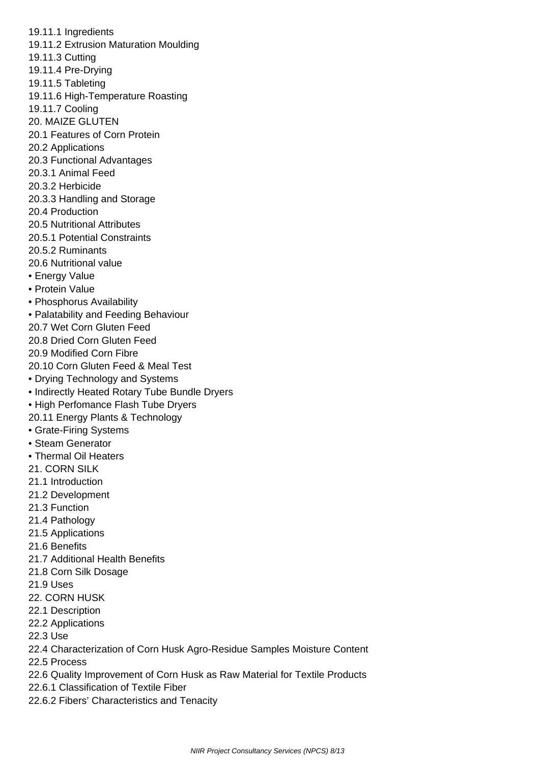19.11.1 Ingredients
19.11.2 Extrusion Maturation Moulding
19.11.3 Cutting
19.11.4 Pre-Drying
19.11.5 Tableting
19.11.6 High-Temperature Roasting
19.11.7 Cooling
20. MAIZE GLUTEN
20.1 Features of Corn Protein
20.2 Applications
20.3 Functional Advantages
20.3.1 Animal Feed
20.3.2 Herbicide
20.3.3 Handling and Storage
20.4 Production
20.5 Nutritional Attributes
20.5.1 Potential Constraints
20.5.2 Ruminants
20.6 Nutritional value
• Energy Value
• Protein Value
• Phosphorus Availability
• Palatability and Feeding Behaviour
20.7 Wet Corn Gluten Feed
20.8 Dried Corn Gluten Feed
20.9 Modified Corn Fibre
20.10 Corn Gluten Feed & Meal Test
• Drying Technology and Systems
• Indirectly Heated Rotary Tube Bundle Dryers
• High Perfomance Flash Tube Dryers
20.11 Energy Plants & Technology
• Grate-Firing Systems
• Steam Generator
• Thermal Oil Heaters
21. CORN SILK
21.1 Introduction
21.2 Development
21.3 Function
21.4 Pathology
21.5 Applications
21.6 Benefits
21.7 Additional Health Benefits
21.8 Corn Silk Dosage
21.9 Uses
22. CORN HUSK
22.1 Description
22.2 Applications
22.3 Use
22.4 Characterization of Corn Husk Agro-Residue Samples Moisture Content
22.5 Process
22.6 Quality Improvement of Corn Husk as Raw Material for Textile Products
22.6.1 Classification of Textile Fiber
22.6.2 Fibers' Characteristics and Tenacity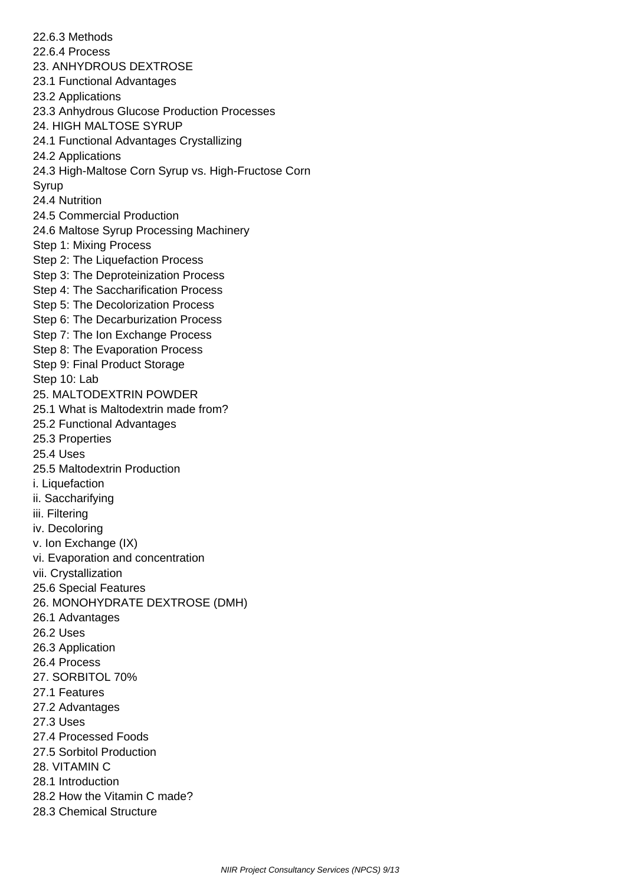22.6.3 Methods
22.6.4 Process
23. ANHYDROUS DEXTROSE
23.1 Functional Advantages
23.2 Applications
23.3 Anhydrous Glucose Production Processes
24. HIGH MALTOSE SYRUP
24.1 Functional Advantages Crystallizing
24.2 Applications
24.3 High-Maltose Corn Syrup vs. High-Fructose Corn Syrup
24.4 Nutrition
24.5 Commercial Production
24.6 Maltose Syrup Processing Machinery
Step 1: Mixing Process
Step 2: The Liquefaction Process
Step 3: The Deproteinization Process
Step 4: The Saccharification Process
Step 5: The Decolorization Process
Step 6: The Decarburization Process
Step 7: The Ion Exchange Process
Step 8: The Evaporation Process
Step 9: Final Product Storage
Step 10: Lab
25. MALTODEXTRIN POWDER
25.1 What is Maltodextrin made from?
25.2 Functional Advantages
25.3 Properties
25.4 Uses
25.5 Maltodextrin Production
i. Liquefaction
ii. Saccharifying
iii. Filtering
iv. Decoloring
v. Ion Exchange (IX)
vi. Evaporation and concentration
vii. Crystallization
25.6 Special Features
26. MONOHYDRATE DEXTROSE (DMH)
26.1 Advantages
26.2 Uses
26.3 Application
26.4 Process
27. SORBITOL 70%
27.1 Features
27.2 Advantages
27.3 Uses
27.4 Processed Foods
27.5 Sorbitol Production
28. VITAMIN C
28.1 Introduction
28.2 How the Vitamin C made?
28.3 Chemical Structure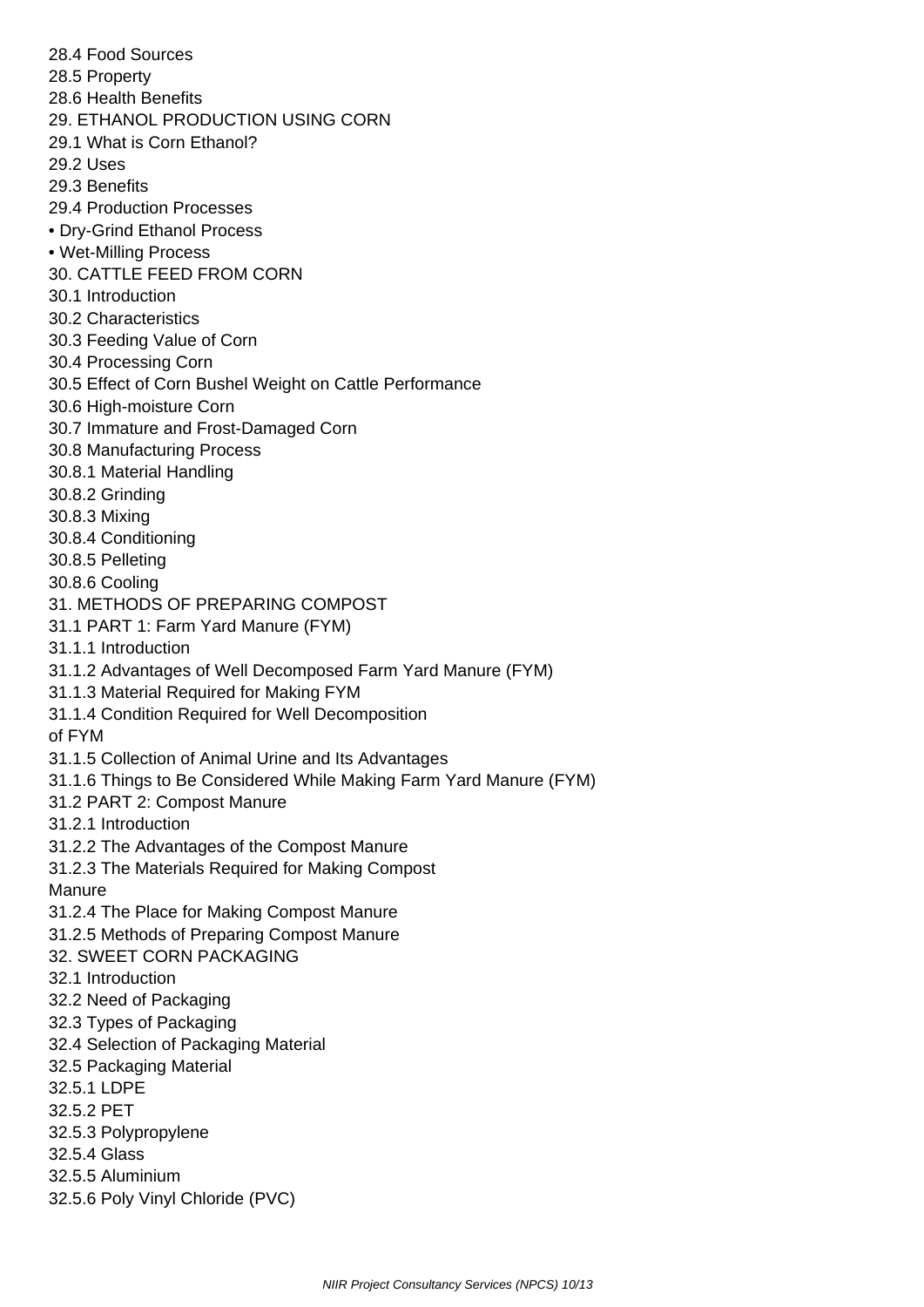28.4 Food Sources
28.5 Property
28.6 Health Benefits
29. ETHANOL PRODUCTION USING CORN
29.1 What is Corn Ethanol?
29.2 Uses
29.3 Benefits
29.4 Production Processes
• Dry-Grind Ethanol Process
• Wet-Milling Process
30. CATTLE FEED FROM CORN
30.1 Introduction
30.2 Characteristics
30.3 Feeding Value of Corn
30.4 Processing Corn
30.5 Effect of Corn Bushel Weight on Cattle Performance
30.6 High-moisture Corn
30.7 Immature and Frost-Damaged Corn
30.8 Manufacturing Process
30.8.1 Material Handling
30.8.2 Grinding
30.8.3 Mixing
30.8.4 Conditioning
30.8.5 Pelleting
30.8.6 Cooling
31. METHODS OF PREPARING COMPOST
31.1 PART 1: Farm Yard Manure (FYM)
31.1.1 Introduction
31.1.2 Advantages of Well Decomposed Farm Yard Manure (FYM)
31.1.3 Material Required for Making FYM
31.1.4 Condition Required for Well Decomposition of FYM
31.1.5 Collection of Animal Urine and Its Advantages
31.1.6 Things to Be Considered While Making Farm Yard Manure (FYM)
31.2 PART 2: Compost Manure
31.2.1 Introduction
31.2.2 The Advantages of the Compost Manure
31.2.3 The Materials Required for Making Compost Manure
31.2.4 The Place for Making Compost Manure
31.2.5 Methods of Preparing Compost Manure
32. SWEET CORN PACKAGING
32.1 Introduction
32.2 Need of Packaging
32.3 Types of Packaging
32.4 Selection of Packaging Material
32.5 Packaging Material
32.5.1 LDPE
32.5.2 PET
32.5.3 Polypropylene
32.5.4 Glass
32.5.5 Aluminium
32.5.6 Poly Vinyl Chloride (PVC)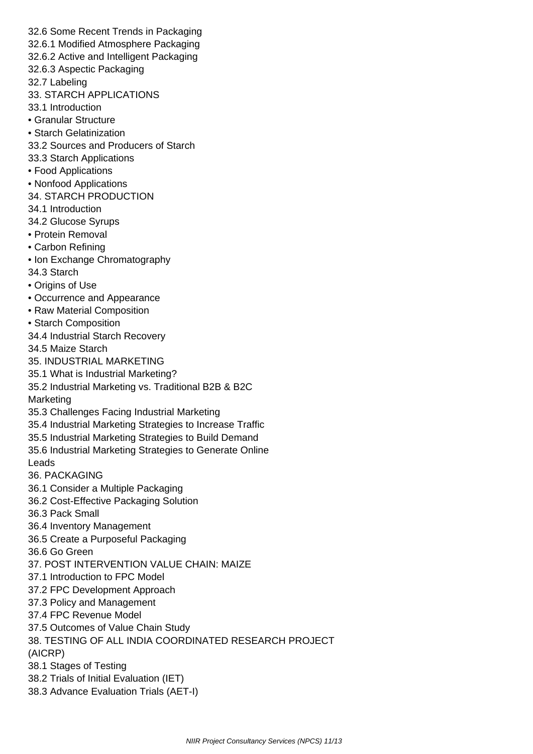32.6 Some Recent Trends in Packaging
32.6.1 Modified Atmosphere Packaging
32.6.2 Active and Intelligent Packaging
32.6.3 Aspectic Packaging
32.7 Labeling
33. STARCH APPLICATIONS
33.1 Introduction
- Granular Structure
- Starch Gelatinization

33.2 Sources and Producers of Starch
33.3 Starch Applications
- Food Applications
- Nonfood Applications

34. STARCH PRODUCTION
34.1 Introduction
34.2 Glucose Syrups
- Protein Removal
- Carbon Refining
- Ion Exchange Chromatography

34.3 Starch
- Origins of Use
- Occurrence and Appearance
- Raw Material Composition
- Starch Composition

34.4 Industrial Starch Recovery
34.5 Maize Starch
35. INDUSTRIAL MARKETING
35.1 What is Industrial Marketing?
35.2 Industrial Marketing vs. Traditional B2B & B2C Marketing
35.3 Challenges Facing Industrial Marketing
35.4 Industrial Marketing Strategies to Increase Traffic
35.5 Industrial Marketing Strategies to Build Demand
35.6 Industrial Marketing Strategies to Generate Online Leads
36. PACKAGING
36.1 Consider a Multiple Packaging
36.2 Cost-Effective Packaging Solution
36.3 Pack Small
36.4 Inventory Management
36.5 Create a Purposeful Packaging
36.6 Go Green
37. POST INTERVENTION VALUE CHAIN: MAIZE
37.1 Introduction to FPC Model
37.2 FPC Development Approach
37.3 Policy and Management
37.4 FPC Revenue Model
37.5 Outcomes of Value Chain Study
38. TESTING OF ALL INDIA COORDINATED RESEARCH PROJECT (AICRP)
38.1 Stages of Testing
38.2 Trials of Initial Evaluation (IET)
38.3 Advance Evaluation Trials (AET-I)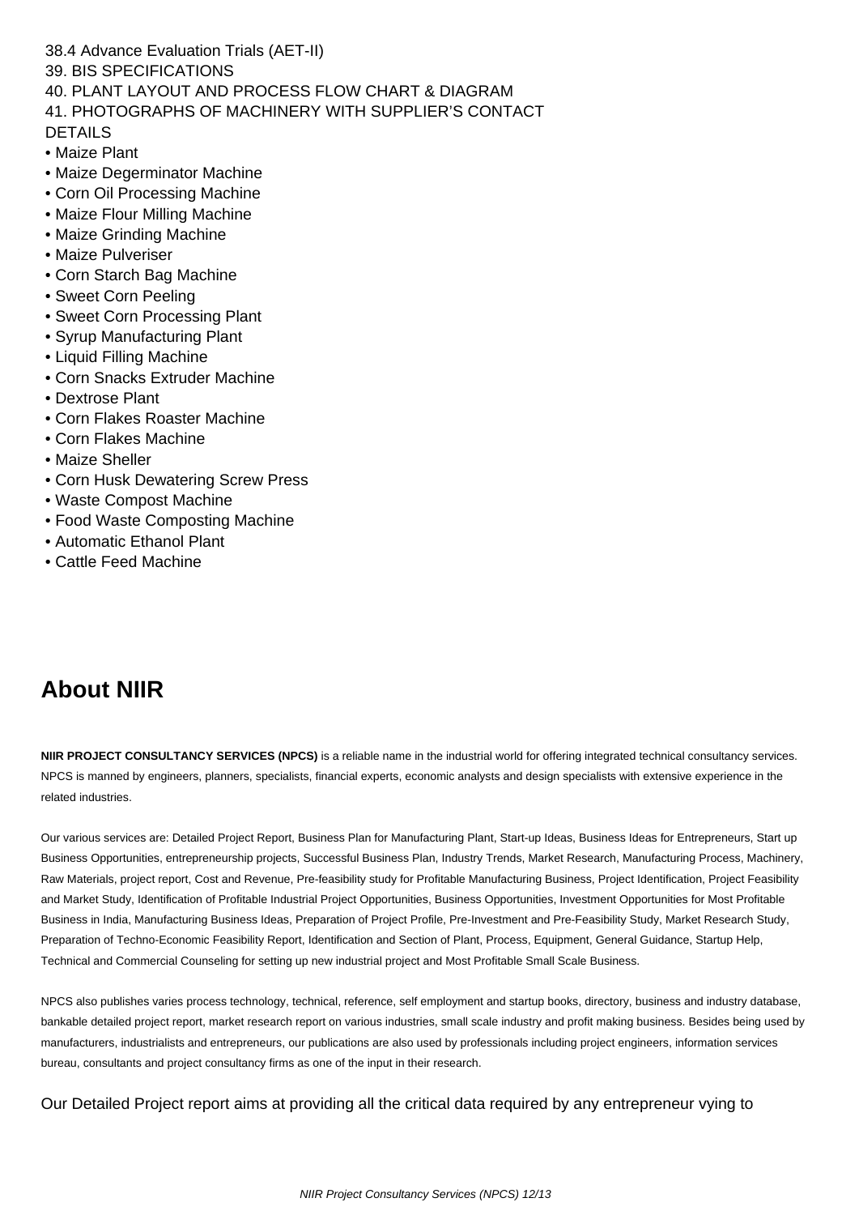38.4 Advance Evaluation Trials (AET-II)
39. BIS SPECIFICATIONS
40. PLANT LAYOUT AND PROCESS FLOW CHART & DIAGRAM
41. PHOTOGRAPHS OF MACHINERY WITH SUPPLIER'S CONTACT DETAILS

- Maize Plant
- Maize Degerminator Machine
- Corn Oil Processing Machine
- Maize Flour Milling Machine
- Maize Grinding Machine
- Maize Pulveriser
- Corn Starch Bag Machine
- Sweet Corn Peeling
- Sweet Corn Processing Plant
- Syrup Manufacturing Plant
- Liquid Filling Machine
- Corn Snacks Extruder Machine
- Dextrose Plant
- Corn Flakes Roaster Machine
- Corn Flakes Machine
- Maize Sheller
- Corn Husk Dewatering Screw Press
- Waste Compost Machine
- Food Waste Composting Machine
- Automatic Ethanol Plant
- Cattle Feed Machine

## About NIIR

**NIIR PROJECT CONSULTANCY SERVICES (NPCS)** is a reliable name in the industrial world for offering integrated technical consultancy services. NPCS is manned by engineers, planners, specialists, financial experts, economic analysts and design specialists with extensive experience in the related industries.

Our various services are: Detailed Project Report, Business Plan for Manufacturing Plant, Start-up Ideas, Business Ideas for Entrepreneurs, Start up Business Opportunities, entrepreneurship projects, Successful Business Plan, Industry Trends, Market Research, Manufacturing Process, Machinery, Raw Materials, project report, Cost and Revenue, Pre-feasibility study for Profitable Manufacturing Business, Project Identification, Project Feasibility and Market Study, Identification of Profitable Industrial Project Opportunities, Business Opportunities, Investment Opportunities for Most Profitable Business in India, Manufacturing Business Ideas, Preparation of Project Profile, Pre-Investment and Pre-Feasibility Study, Market Research Study, Preparation of Techno-Economic Feasibility Report, Identification and Section of Plant, Process, Equipment, General Guidance, Startup Help, Technical and Commercial Counseling for setting up new industrial project and Most Profitable Small Scale Business.

NPCS also publishes varies process technology, technical, reference, self employment and startup books, directory, business and industry database, bankable detailed project report, market research report on various industries, small scale industry and profit making business. Besides being used by manufacturers, industrialists and entrepreneurs, our publications are also used by professionals including project engineers, information services bureau, consultants and project consultancy firms as one of the input in their research.

Our Detailed Project report aims at providing all the critical data required by any entrepreneur vying to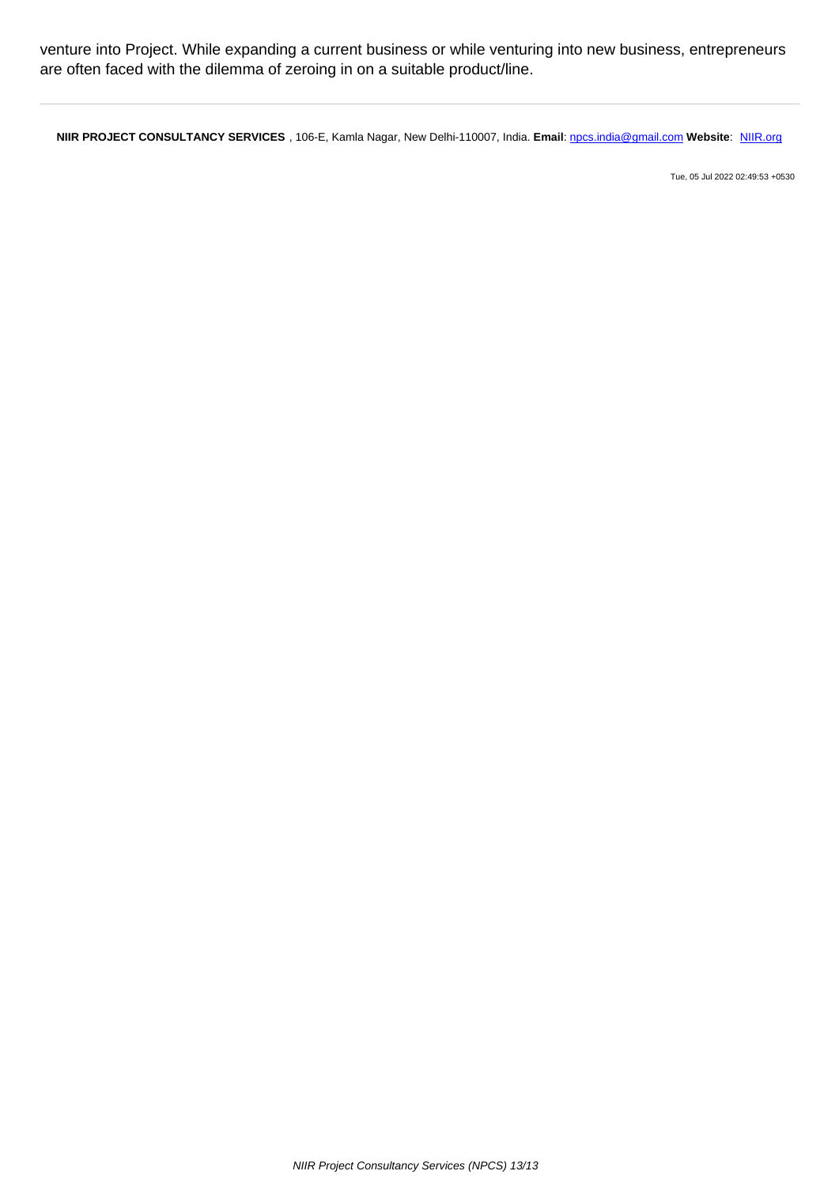venture into Project. While expanding a current business or while venturing into new business, entrepreneurs are often faced with the dilemma of zeroing in on a suitable product/line.

---

**NIIR PROJECT CONSULTANCY SERVICES** , 106-E, Kamla Nagar, New Delhi-110007, India. **Email**: npcs.india@gmail.com **Website**: NIIR.org

Tue, 05 Jul 2022 02:49:53 +0530